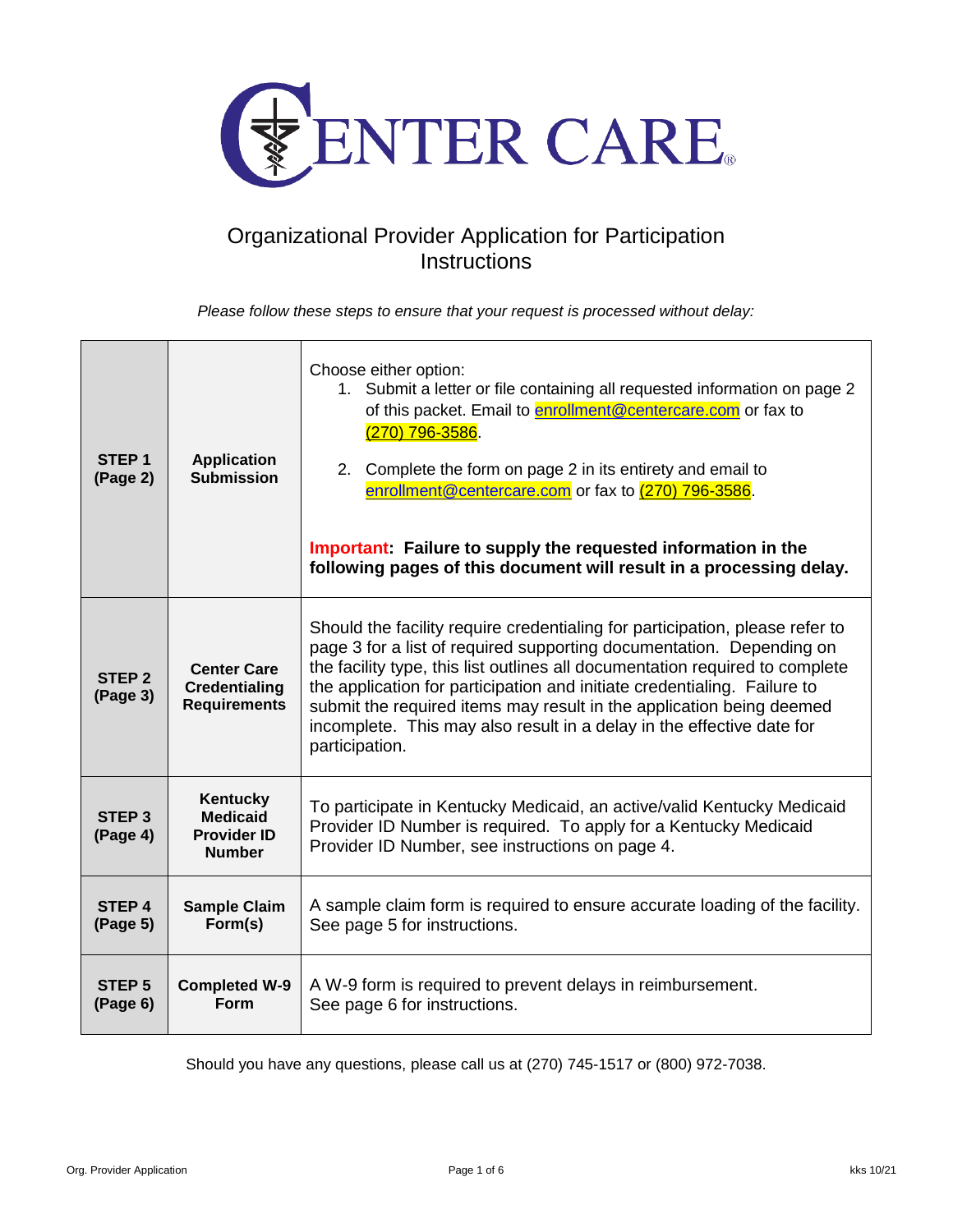# CENTER CARE®

## Organizational Provider Application for Participation Instructions

*Please follow these steps to ensure that your request is processed without delay:*

| | | |
|---|---|---|
| **STEP 1 (Page 2)** | **Application Submission** | Choose either option:<br>1. Submit a letter or file containing all requested information on page 2 of this packet. Email to enrollment@centercare.com or fax to (270) 796-3586.<br>2. Complete the form on page 2 in its entirety and email to enrollment@centercare.com or fax to (270) 796-3586.<br><br>**Important: Failure to supply the requested information in the following pages of this document will result in a processing delay.** |
| **STEP 2 (Page 3)** | **Center Care Credentialing Requirements** | Should the facility require credentialing for participation, please refer to page 3 for a list of required supporting documentation. Depending on the facility type, this list outlines all documentation required to complete the application for participation and initiate credentialing. Failure to submit the required items may result in the application being deemed incomplete. This may also result in a delay in the effective date for participation. |
| **STEP 3 (Page 4)** | **Kentucky Medicaid Provider ID Number** | To participate in Kentucky Medicaid, an active/valid Kentucky Medicaid Provider ID Number is required. To apply for a Kentucky Medicaid Provider ID Number, see instructions on page 4. |
| **STEP 4 (Page 5)** | **Sample Claim Form(s)** | A sample claim form is required to ensure accurate loading of the facility. See page 5 for instructions. |
| **STEP 5 (Page 6)** | **Completed W-9 Form** | A W-9 form is required to prevent delays in reimbursement. See page 6 for instructions. |

Should you have any questions, please call us at (270) 745-1517 or (800) 972-7038.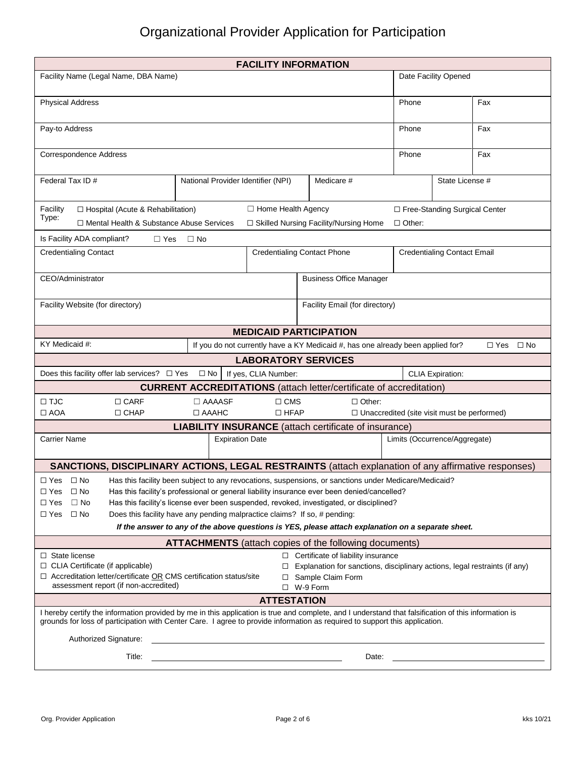# Organizational Provider Application for Participation

## FACILITY INFORMATION

| Facility Name (Legal Name, DBA Name) | | Date Facility Opened |
|---|---|---|
| Physical Address | Phone | Fax |
| Pay-to Address | Phone | Fax |
| Correspondence Address | Phone | Fax |

| Federal Tax ID # | National Provider Identifier (NPI) | Medicare # | State License # |
|---|---|---|---|
| | | | |

Facility Type: ☐ Hospital (Acute & Rehabilitation) ☐ Home Health Agency ☐ Free-Standing Surgical Center ☐ Mental Health & Substance Abuse Services ☐ Skilled Nursing Facility/Nursing Home ☐ Other:

Is Facility ADA compliant? ☐ Yes ☐ No

| Credentialing Contact | Credentialing Contact Phone | Credentialing Contact Email |
|---|---|---|
| | | |

| CEO/Administrator | Business Office Manager |
|---|---|
| Facility Website (for directory) | Facility Email (for directory) |

## MEDICAID PARTICIPATION

KY Medicaid #: | If you do not currently have a KY Medicaid #, has one already been applied for? ☐ Yes ☐ No

## LABORATORY SERVICES

Does this facility offer lab services? ☐ Yes ☐ No | If yes, CLIA Number: | CLIA Expiration:

## CURRENT ACCREDITATIONS (attach letter/certificate of accreditation)

☐ TJC ☐ CARF ☐ AAAASF ☐ CMS ☐ Other:
☐ AOA ☐ CHAP ☐ AAAHC ☐ HFAP ☐ Unaccredited (site visit must be performed)

## LIABILITY INSURANCE (attach certificate of insurance)

| Carrier Name | Expiration Date | Limits (Occurrence/Aggregate) |
|---|---|---|
| | | |

## SANCTIONS, DISCIPLINARY ACTIONS, LEGAL RESTRAINTS (attach explanation of any affirmative responses)

☐ Yes ☐ No Has this facility been subject to any revocations, suspensions, or sanctions under Medicare/Medicaid?
☐ Yes ☐ No Has this facility's professional or general liability insurance ever been denied/cancelled?
☐ Yes ☐ No Has this facility's license ever been suspended, revoked, investigated, or disciplined?
☐ Yes ☐ No Does this facility have any pending malpractice claims? If so, # pending:

***If the answer to any of the above questions is YES, please attach explanation on a separate sheet.***

## ATTACHMENTS (attach copies of the following documents)

- ☐ State license
- ☐ CLIA Certificate (if applicable)
- ☐ Accreditation letter/certificate OR CMS certification status/site assessment report (if non-accredited)
- ☐ Certificate of liability insurance
- ☐ Explanation for sanctions, disciplinary actions, legal restraints (if any)
- ☐ Sample Claim Form
- ☐ W-9 Form

## ATTESTATION

I hereby certify the information provided by me in this application is true and complete, and I understand that falsification of this information is grounds for loss of participation with Center Care. I agree to provide information as required to support this application.

Authorized Signature: ______________________________

Title: ______________________ Date: ______________________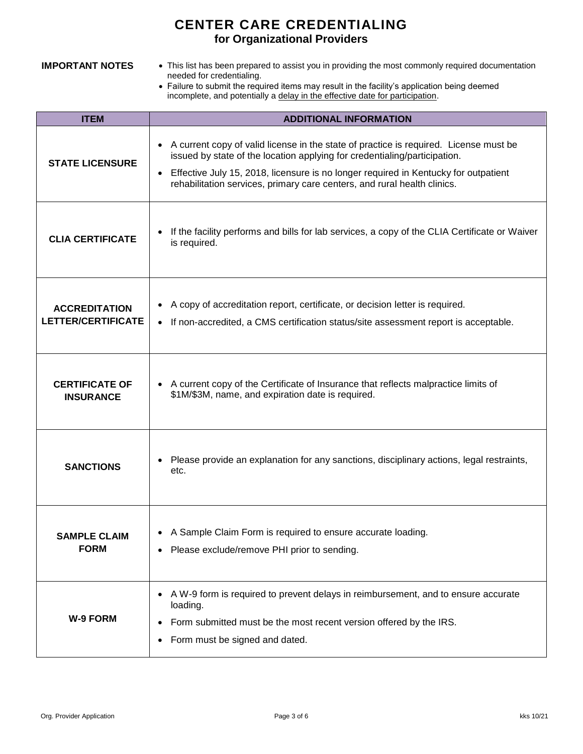# CENTER CARE CREDENTIALING
## for Organizational Providers

**IMPORTANT NOTES**

- This list has been prepared to assist you in providing the most commonly required documentation needed for credentialing.
- Failure to submit the required items may result in the facility's application being deemed incomplete, and potentially a delay in the effective date for participation.

| ITEM | ADDITIONAL INFORMATION |
|---|---|
| **STATE LICENSURE** | • A current copy of valid license in the state of practice is required. License must be issued by state of the location applying for credentialing/participation.<br>• Effective July 15, 2018, licensure is no longer required in Kentucky for outpatient rehabilitation services, primary care centers, and rural health clinics. |
| **CLIA CERTIFICATE** | • If the facility performs and bills for lab services, a copy of the CLIA Certificate or Waiver is required. |
| **ACCREDITATION LETTER/CERTIFICATE** | • A copy of accreditation report, certificate, or decision letter is required.<br>• If non-accredited, a CMS certification status/site assessment report is acceptable. |
| **CERTIFICATE OF INSURANCE** | • A current copy of the Certificate of Insurance that reflects malpractice limits of $1M/$3M, name, and expiration date is required. |
| **SANCTIONS** | • Please provide an explanation for any sanctions, disciplinary actions, legal restraints, etc. |
| **SAMPLE CLAIM FORM** | • A Sample Claim Form is required to ensure accurate loading.<br>• Please exclude/remove PHI prior to sending. |
| **W-9 FORM** | • A W-9 form is required to prevent delays in reimbursement, and to ensure accurate loading.<br>• Form submitted must be the most recent version offered by the IRS.<br>• Form must be signed and dated. |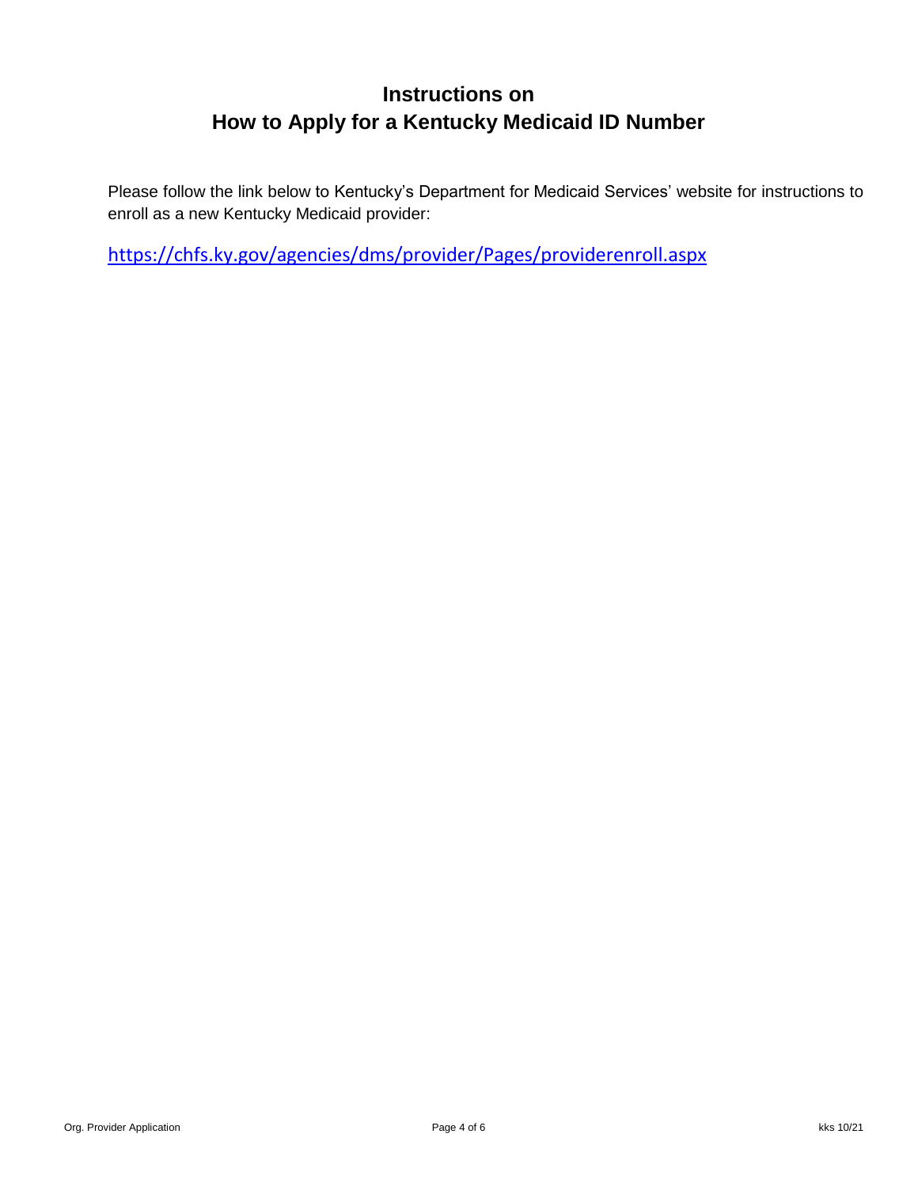# Instructions on
# How to Apply for a Kentucky Medicaid ID Number

Please follow the link below to Kentucky's Department for Medicaid Services' website for instructions to enroll as a new Kentucky Medicaid provider:

https://chfs.ky.gov/agencies/dms/provider/Pages/providerenroll.aspx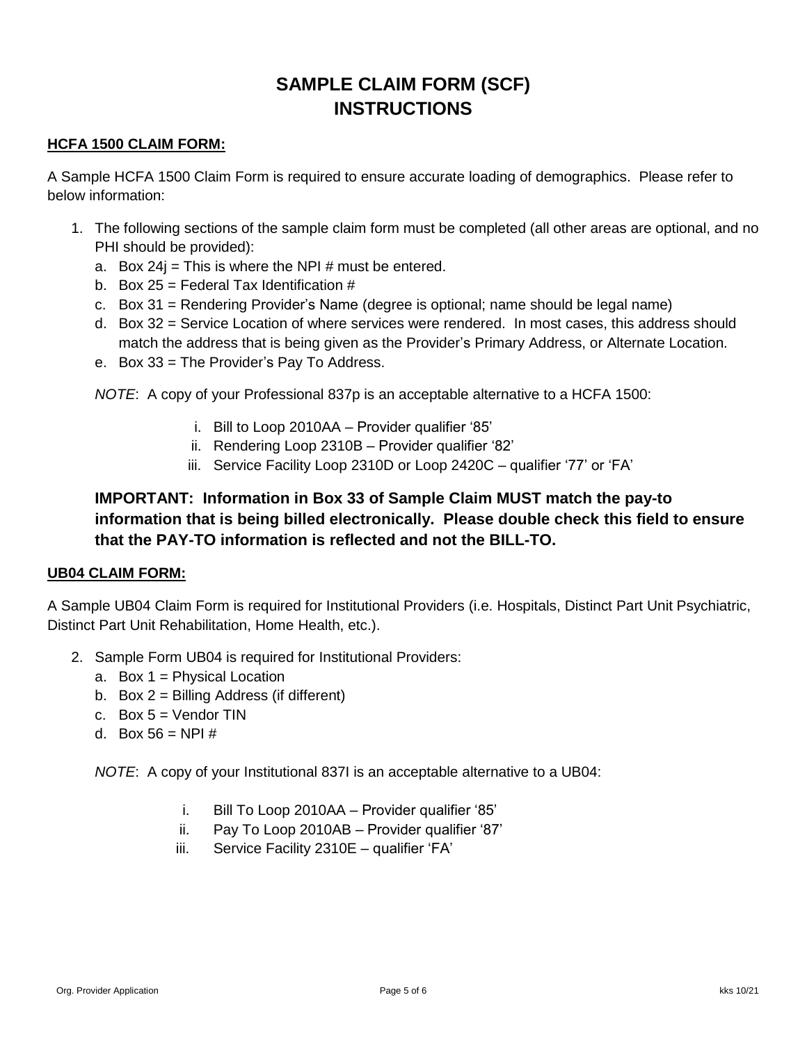# SAMPLE CLAIM FORM (SCF) INSTRUCTIONS

**HCFA 1500 CLAIM FORM:**

A Sample HCFA 1500 Claim Form is required to ensure accurate loading of demographics. Please refer to below information:

1. The following sections of the sample claim form must be completed (all other areas are optional, and no PHI should be provided):
   a. Box 24j = This is where the NPI # must be entered.
   b. Box 25 = Federal Tax Identification #
   c. Box 31 = Rendering Provider's Name (degree is optional; name should be legal name)
   d. Box 32 = Service Location of where services were rendered. In most cases, this address should match the address that is being given as the Provider's Primary Address, or Alternate Location.
   e. Box 33 = The Provider's Pay To Address.

   *NOTE*: A copy of your Professional 837p is an acceptable alternative to a HCFA 1500:

   i. Bill to Loop 2010AA – Provider qualifier '85'
   ii. Rendering Loop 2310B – Provider qualifier '82'
   iii. Service Facility Loop 2310D or Loop 2420C – qualifier '77' or 'FA'

**IMPORTANT: Information in Box 33 of Sample Claim MUST match the pay-to information that is being billed electronically. Please double check this field to ensure that the PAY-TO information is reflected and not the BILL-TO.**

**UB04 CLAIM FORM:**

A Sample UB04 Claim Form is required for Institutional Providers (i.e. Hospitals, Distinct Part Unit Psychiatric, Distinct Part Unit Rehabilitation, Home Health, etc.).

2. Sample Form UB04 is required for Institutional Providers:
   a. Box 1 = Physical Location
   b. Box 2 = Billing Address (if different)
   c. Box 5 = Vendor TIN
   d. Box 56 = NPI #

   *NOTE*: A copy of your Institutional 837I is an acceptable alternative to a UB04:

   i. Bill To Loop 2010AA – Provider qualifier '85'
   ii. Pay To Loop 2010AB – Provider qualifier '87'
   iii. Service Facility 2310E – qualifier 'FA'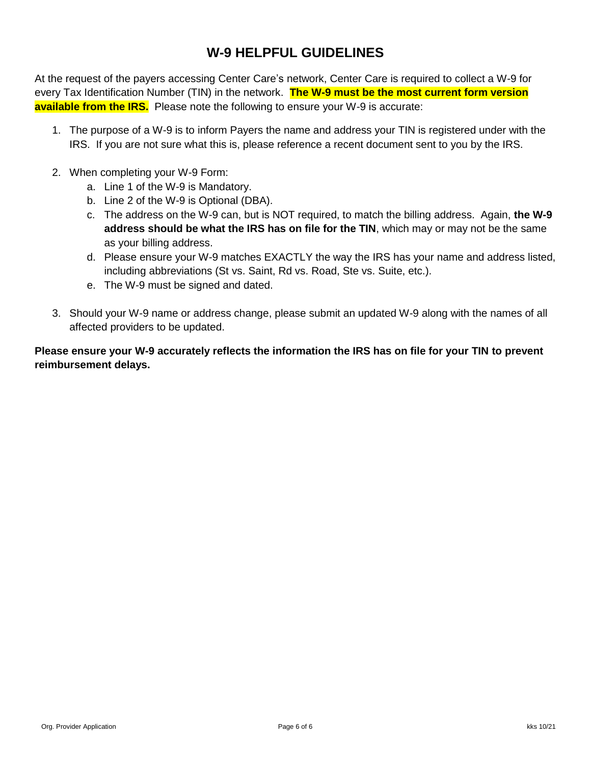# W-9 HELPFUL GUIDELINES

At the request of the payers accessing Center Care's network, Center Care is required to collect a W-9 for every Tax Identification Number (TIN) in the network. **The W-9 must be the most current form version available from the IRS.** Please note the following to ensure your W-9 is accurate:

1. The purpose of a W-9 is to inform Payers the name and address your TIN is registered under with the IRS. If you are not sure what this is, please reference a recent document sent to you by the IRS.

2. When completing your W-9 Form:
   a. Line 1 of the W-9 is Mandatory.
   b. Line 2 of the W-9 is Optional (DBA).
   c. The address on the W-9 can, but is NOT required, to match the billing address. Again, **the W-9 address should be what the IRS has on file for the TIN**, which may or may not be the same as your billing address.
   d. Please ensure your W-9 matches EXACTLY the way the IRS has your name and address listed, including abbreviations (St vs. Saint, Rd vs. Road, Ste vs. Suite, etc.).
   e. The W-9 must be signed and dated.

3. Should your W-9 name or address change, please submit an updated W-9 along with the names of all affected providers to be updated.

**Please ensure your W-9 accurately reflects the information the IRS has on file for your TIN to prevent reimbursement delays.**